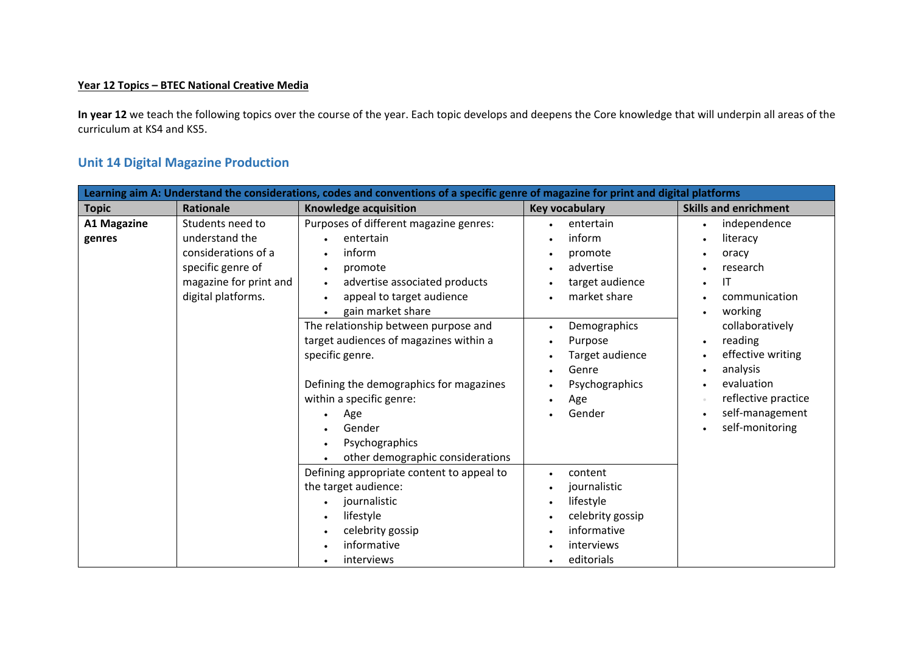**Year 12 Topics – BTEC National Creative Media**

**In year 12** we teach the following topics over the course of the year. Each topic develops and deepens the Core knowledge that will underpin all areas of the curriculum at KS4 and KS5.

## Unit 14 Digital Magazine Production

| **Learning aim A: Understand the considerations, codes and conventions of a specific genre of magazine for print and digital platforms** | | | | |
|---|---|---|---|---|
| **Topic** | **Rationale** | **Knowledge acquisition** | **Key vocabulary** | **Skills and enrichment** |
| **A1 Magazine genres** | Students need to understand the considerations of a specific genre of magazine for print and digital platforms. | Purposes of different magazine genres:<br>• entertain<br>• inform<br>• promote<br>• advertise associated products<br>• appeal to target audience<br>• gain market share | • entertain<br>• inform<br>• promote<br>• advertise<br>• target audience<br>• market share | • independence<br>• literacy<br>• oracy<br>• research<br>• IT<br>• communication<br>• working collaboratively<br>• reading<br>• effective writing<br>• analysis<br>• evaluation<br>• reflective practice<br>• self-management<br>• self-monitoring |
| | | The relationship between purpose and target audiences of magazines within a specific genre.<br><br>Defining the demographics for magazines within a specific genre:<br>• Age<br>• Gender<br>• Psychographics<br>• other demographic considerations | • Demographics<br>• Purpose<br>• Target audience<br>• Genre<br>• Psychographics<br>• Age<br>• Gender | |
| | | Defining appropriate content to appeal to the target audience:<br>• journalistic<br>• lifestyle<br>• celebrity gossip<br>• informative<br>• interviews | • content<br>• journalistic<br>• lifestyle<br>• celebrity gossip<br>• informative<br>• interviews<br>• editorials | |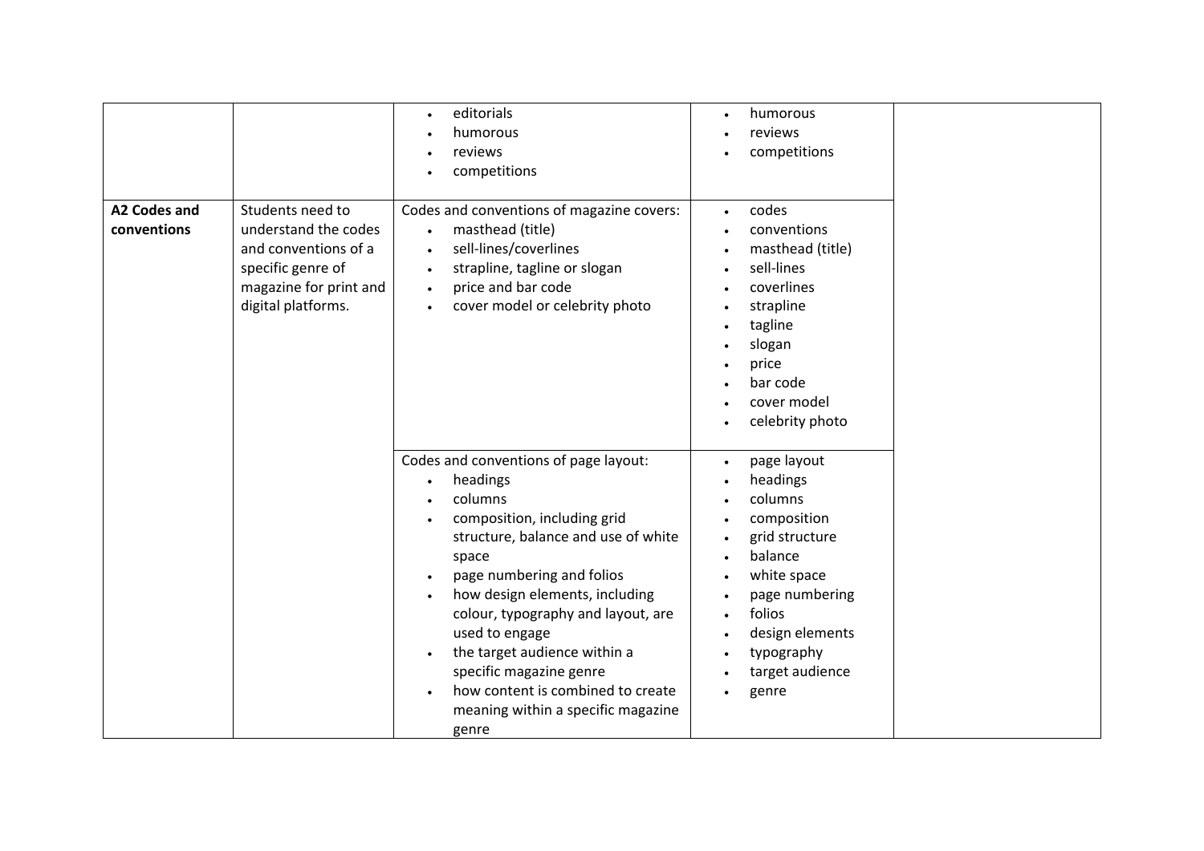| | | | | |
|---|---|---|---|---|
| | | • editorials<br>• humorous<br>• reviews<br>• competitions | • humorous<br>• reviews<br>• competitions | |
| **A2 Codes and conventions** | Students need to understand the codes and conventions of a specific genre of magazine for print and digital platforms. | Codes and conventions of magazine covers:<br>• masthead (title)<br>• sell-lines/coverlines<br>• strapline, tagline or slogan<br>• price and bar code<br>• cover model or celebrity photo | • codes<br>• conventions<br>• masthead (title)<br>• sell-lines<br>• coverlines<br>• strapline<br>• tagline<br>• slogan<br>• price<br>• bar code<br>• cover model<br>• celebrity photo | |
| | | Codes and conventions of page layout:<br>• headings<br>• columns<br>• composition, including grid structure, balance and use of white space<br>• page numbering and folios<br>• how design elements, including colour, typography and layout, are used to engage<br>• the target audience within a specific magazine genre<br>• how content is combined to create meaning within a specific magazine genre | • page layout<br>• headings<br>• columns<br>• composition<br>• grid structure<br>• balance<br>• white space<br>• page numbering<br>• folios<br>• design elements<br>• typography<br>• target audience<br>• genre | |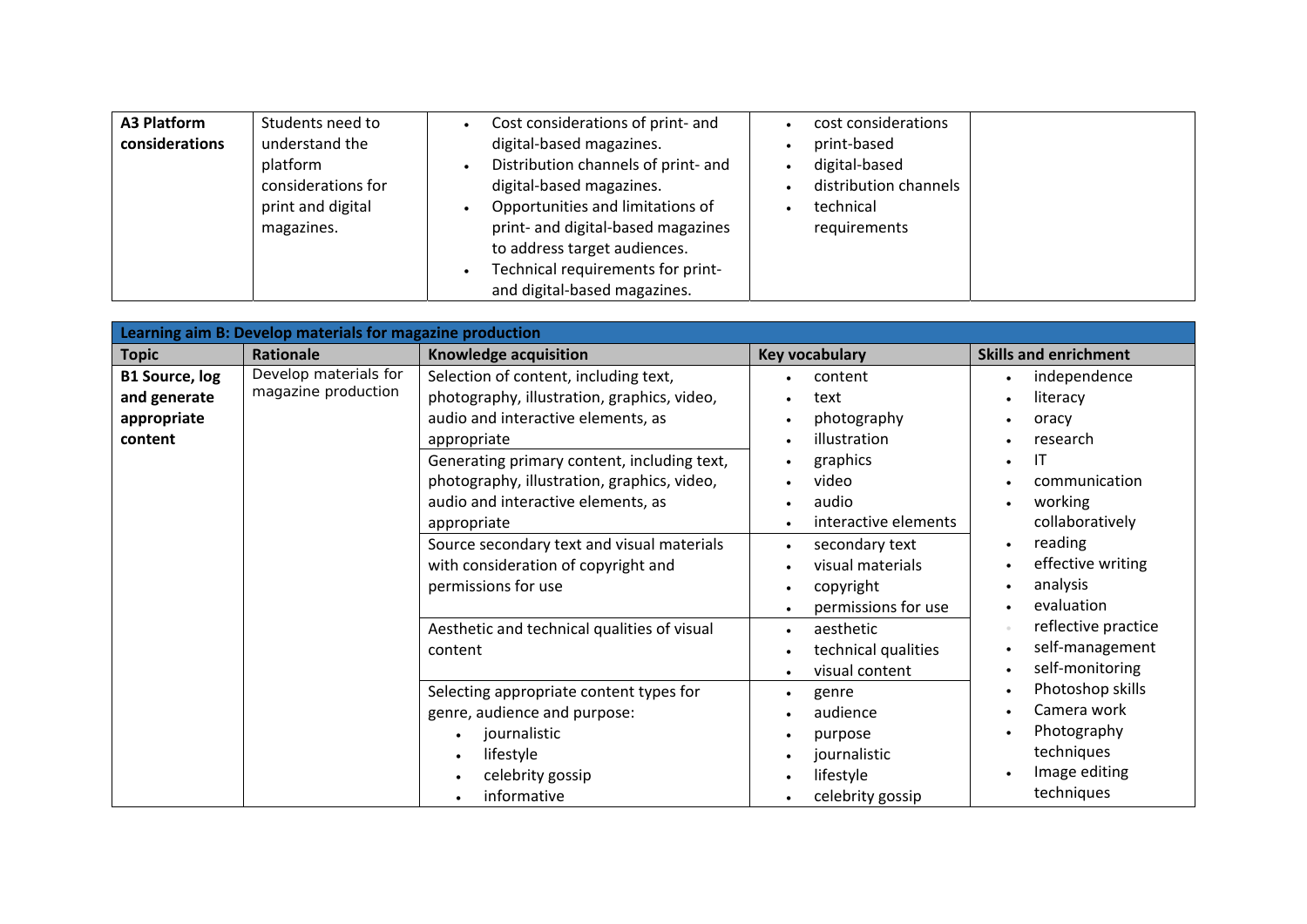| | | | | |
|---|---|---|---|---|
| **A3 Platform considerations** | Students need to understand the platform considerations for print and digital magazines. | • Cost considerations of print- and digital-based magazines.<br>• Distribution channels of print- and digital-based magazines.<br>• Opportunities and limitations of print- and digital-based magazines to address target audiences.<br>• Technical requirements for print- and digital-based magazines. | • cost considerations<br>• print-based<br>• digital-based<br>• distribution channels<br>• technical requirements | |

| **Learning aim B: Develop materials for magazine production** | | | | |
|---|---|---|---|---|
| **Topic** | **Rationale** | **Knowledge acquisition** | **Key vocabulary** | **Skills and enrichment** |
| **B1 Source, log and generate appropriate content** | Develop materials for magazine production | Selection of content, including text, photography, illustration, graphics, video, audio and interactive elements, as appropriate | • content<br>• text<br>• photography<br>• illustration<br>• graphics<br>• video<br>• audio<br>• interactive elements | • independence<br>• literacy<br>• oracy<br>• research<br>• IT<br>• communication<br>• working collaboratively<br>• reading<br>• effective writing<br>• analysis<br>• evaluation<br>• reflective practice<br>• self-management<br>• self-monitoring<br>• Photoshop skills<br>• Camera work<br>• Photography techniques<br>• Image editing techniques |
| | | Generating primary content, including text, photography, illustration, graphics, video, audio and interactive elements, as appropriate | | |
| | | Source secondary text and visual materials with consideration of copyright and permissions for use | • secondary text<br>• visual materials<br>• copyright<br>• permissions for use | |
| | | Aesthetic and technical qualities of visual content | • aesthetic<br>• technical qualities<br>• visual content | |
| | | Selecting appropriate content types for genre, audience and purpose:<br>• journalistic<br>• lifestyle<br>• celebrity gossip<br>• informative | • genre<br>• audience<br>• purpose<br>• journalistic<br>• lifestyle<br>• celebrity gossip | |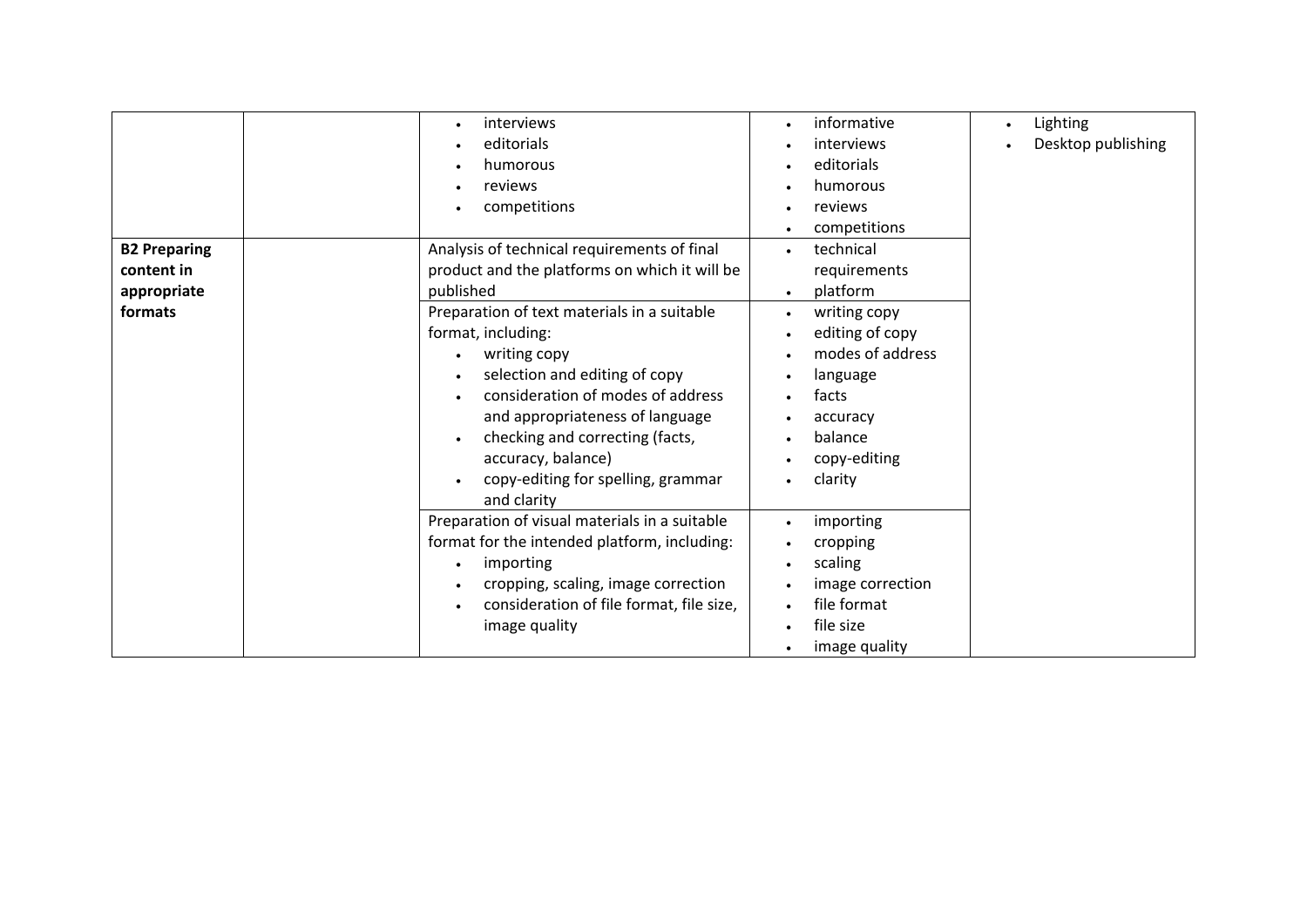| | | | | |
|---|---|---|---|---|
| | | • interviews<br>• editorials<br>• humorous<br>• reviews<br>• competitions | • informative<br>• interviews<br>• editorials<br>• humorous<br>• reviews<br>• competitions | • Lighting<br>• Desktop publishing |
| **B2 Preparing content in appropriate formats** | | Analysis of technical requirements of final product and the platforms on which it will be published | • technical requirements<br>• platform | |
| | | Preparation of text materials in a suitable format, including:<br>• writing copy<br>• selection and editing of copy<br>• consideration of modes of address and appropriateness of language<br>• checking and correcting (facts, accuracy, balance)<br>• copy-editing for spelling, grammar and clarity | • writing copy<br>• editing of copy<br>• modes of address<br>• language<br>• facts<br>• accuracy<br>• balance<br>• copy-editing<br>• clarity | |
| | | Preparation of visual materials in a suitable format for the intended platform, including:<br>• importing<br>• cropping, scaling, image correction<br>• consideration of file format, file size, image quality | • importing<br>• cropping<br>• scaling<br>• image correction<br>• file format<br>• file size<br>• image quality | |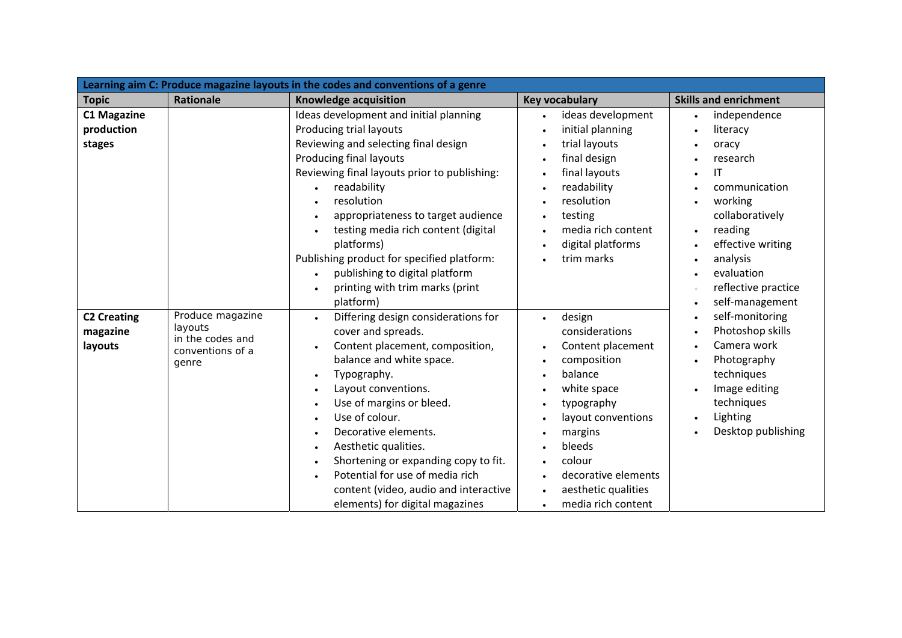| Learning aim C: Produce magazine layouts in the codes and conventions of a genre | | | | |
|---|---|---|---|---|
| **Topic** | **Rationale** | **Knowledge acquisition** | **Key vocabulary** | **Skills and enrichment** |
| **C1 Magazine production stages** | | Ideas development and initial planning<br>Producing trial layouts<br>Reviewing and selecting final design<br>Producing final layouts<br>Reviewing final layouts prior to publishing:<br>• readability<br>• resolution<br>• appropriateness to target audience<br>• testing media rich content (digital platforms)<br>Publishing product for specified platform:<br>• publishing to digital platform<br>• printing with trim marks (print platform) | • ideas development<br>• initial planning<br>• trial layouts<br>• final design<br>• final layouts<br>• readability<br>• resolution<br>• testing<br>• media rich content<br>• digital platforms<br>• trim marks | • independence<br>• literacy<br>• oracy<br>• research<br>• IT<br>• communication<br>• working collaboratively<br>• reading<br>• effective writing<br>• analysis<br>• evaluation<br>• reflective practice<br>• self-management<br>• self-monitoring<br>• Photoshop skills<br>• Camera work<br>• Photography techniques<br>• Image editing techniques<br>• Lighting<br>• Desktop publishing |
| **C2 Creating magazine layouts** | Produce magazine layouts in the codes and conventions of a genre | • Differing design considerations for cover and spreads.<br>• Content placement, composition, balance and white space.<br>• Typography.<br>• Layout conventions.<br>• Use of margins or bleed.<br>• Use of colour.<br>• Decorative elements.<br>• Aesthetic qualities.<br>• Shortening or expanding copy to fit.<br>• Potential for use of media rich content (video, audio and interactive elements) for digital magazines | • design considerations<br>• Content placement<br>• composition<br>• balance<br>• white space<br>• typography<br>• layout conventions<br>• margins<br>• bleeds<br>• colour<br>• decorative elements<br>• aesthetic qualities<br>• media rich content | |